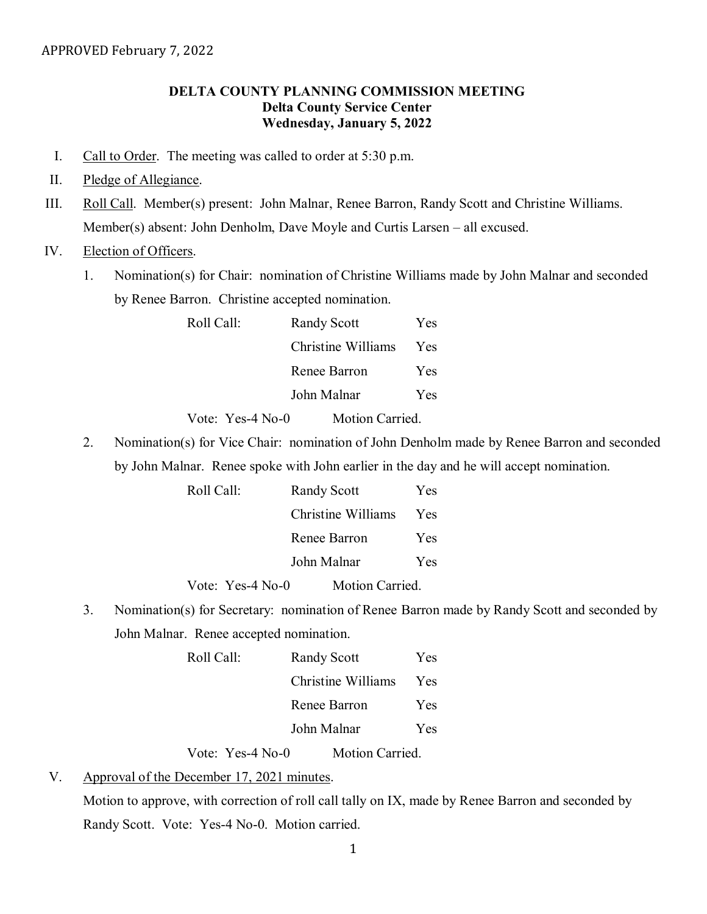APPROVED February 7, 2022

# DELTA COUNTY PLANNING COMMISSION MEETING
## Delta County Service Center
## Wednesday, January 5, 2022

I. Call to Order. The meeting was called to order at 5:30 p.m.

II. Pledge of Allegiance.

III. Roll Call. Member(s) present: John Malnar, Renee Barron, Randy Scott and Christine Williams. Member(s) absent: John Denholm, Dave Moyle and Curtis Larsen – all excused.

IV. Election of Officers.

1. Nomination(s) for Chair: nomination of Christine Williams made by John Malnar and seconded by Renee Barron. Christine accepted nomination.

| Roll Call: | Randy Scott | Yes |
|---|---|---|
| | Christine Williams | Yes |
| | Renee Barron | Yes |
| | John Malnar | Yes |

Vote: Yes-4 No-0 Motion Carried.

2. Nomination(s) for Vice Chair: nomination of John Denholm made by Renee Barron and seconded by John Malnar. Renee spoke with John earlier in the day and he will accept nomination.

| Roll Call: | Randy Scott | Yes |
|---|---|---|
| | Christine Williams | Yes |
| | Renee Barron | Yes |
| | John Malnar | Yes |

Vote: Yes-4 No-0 Motion Carried.

3. Nomination(s) for Secretary: nomination of Renee Barron made by Randy Scott and seconded by John Malnar. Renee accepted nomination.

| Roll Call: | Randy Scott | Yes |
|---|---|---|
| | Christine Williams | Yes |
| | Renee Barron | Yes |
| | John Malnar | Yes |

Vote: Yes-4 No-0 Motion Carried.

V. Approval of the December 17, 2021 minutes.

Motion to approve, with correction of roll call tally on IX, made by Renee Barron and seconded by Randy Scott. Vote: Yes-4 No-0. Motion carried.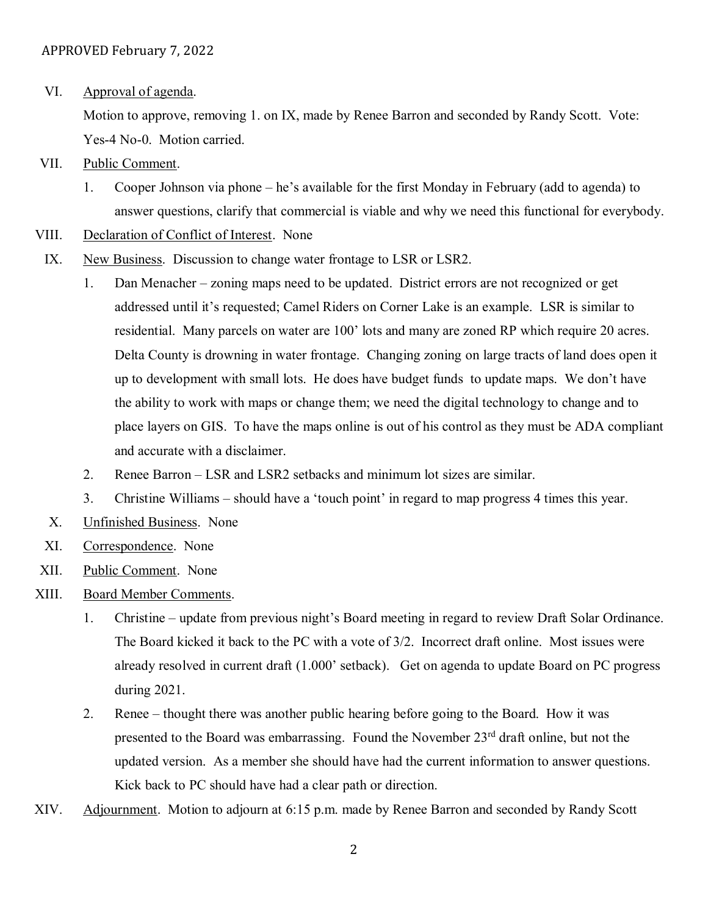APPROVED February 7, 2022

VI. Approval of agenda.

Motion to approve, removing 1. on IX, made by Renee Barron and seconded by Randy Scott. Vote: Yes-4 No-0. Motion carried.

VII. Public Comment.

1. Cooper Johnson via phone – he's available for the first Monday in February (add to agenda) to answer questions, clarify that commercial is viable and why we need this functional for everybody.

VIII. Declaration of Conflict of Interest. None

IX. New Business. Discussion to change water frontage to LSR or LSR2.

1. Dan Menacher – zoning maps need to be updated. District errors are not recognized or get addressed until it's requested; Camel Riders on Corner Lake is an example. LSR is similar to residential. Many parcels on water are 100' lots and many are zoned RP which require 20 acres. Delta County is drowning in water frontage. Changing zoning on large tracts of land does open it up to development with small lots. He does have budget funds to update maps. We don't have the ability to work with maps or change them; we need the digital technology to change and to place layers on GIS. To have the maps online is out of his control as they must be ADA compliant and accurate with a disclaimer.
2. Renee Barron – LSR and LSR2 setbacks and minimum lot sizes are similar.
3. Christine Williams – should have a 'touch point' in regard to map progress 4 times this year.

X. Unfinished Business. None

XI. Correspondence. None

XII. Public Comment. None

XIII. Board Member Comments.

1. Christine – update from previous night's Board meeting in regard to review Draft Solar Ordinance. The Board kicked it back to the PC with a vote of 3/2. Incorrect draft online. Most issues were already resolved in current draft (1.000' setback). Get on agenda to update Board on PC progress during 2021.
2. Renee – thought there was another public hearing before going to the Board. How it was presented to the Board was embarrassing. Found the November 23rd draft online, but not the updated version. As a member she should have had the current information to answer questions. Kick back to PC should have had a clear path or direction.

XIV. Adjournment. Motion to adjourn at 6:15 p.m. made by Renee Barron and seconded by Randy Scott